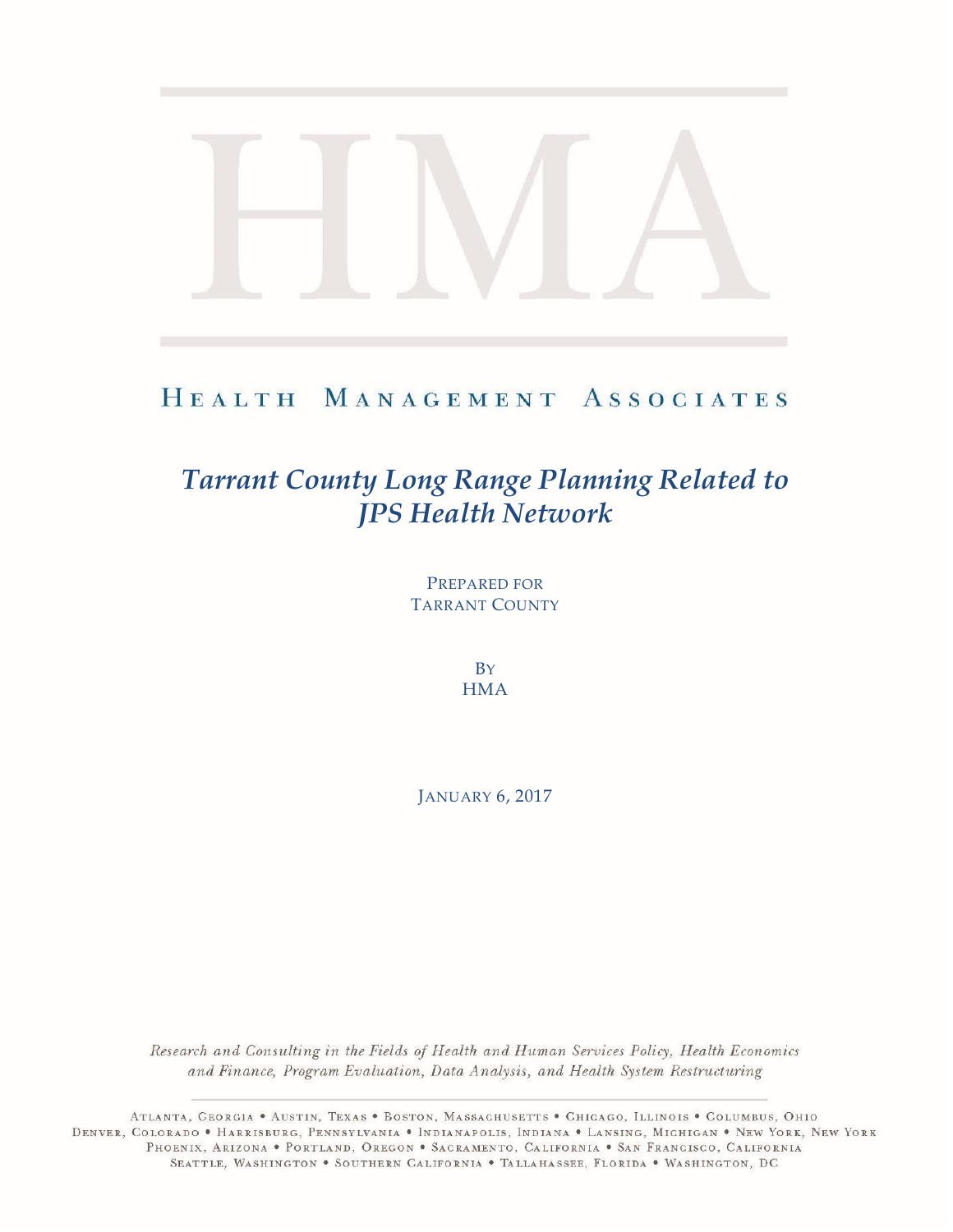# HMA

## Health Management Associates

# *Tarrant County Long Range Planning Related to JPS Health Network*

Prepared for
Tarrant County

By
HMA

January 6, 2017

*Research and Consulting in the Fields of Health and Human Services Policy, Health Economics and Finance, Program Evaluation, Data Analysis, and Health System Restructuring*

Atlanta, Georgia • Austin, Texas • Boston, Massachusetts • Chicago, Illinois • Columbus, Ohio
Denver, Colorado • Harrisburg, Pennsylvania • Indianapolis, Indiana • Lansing, Michigan • New York, New York
Phoenix, Arizona • Portland, Oregon • Sacramento, California • San Francisco, California
Seattle, Washington • Southern California • Tallahassee, Florida • Washington, DC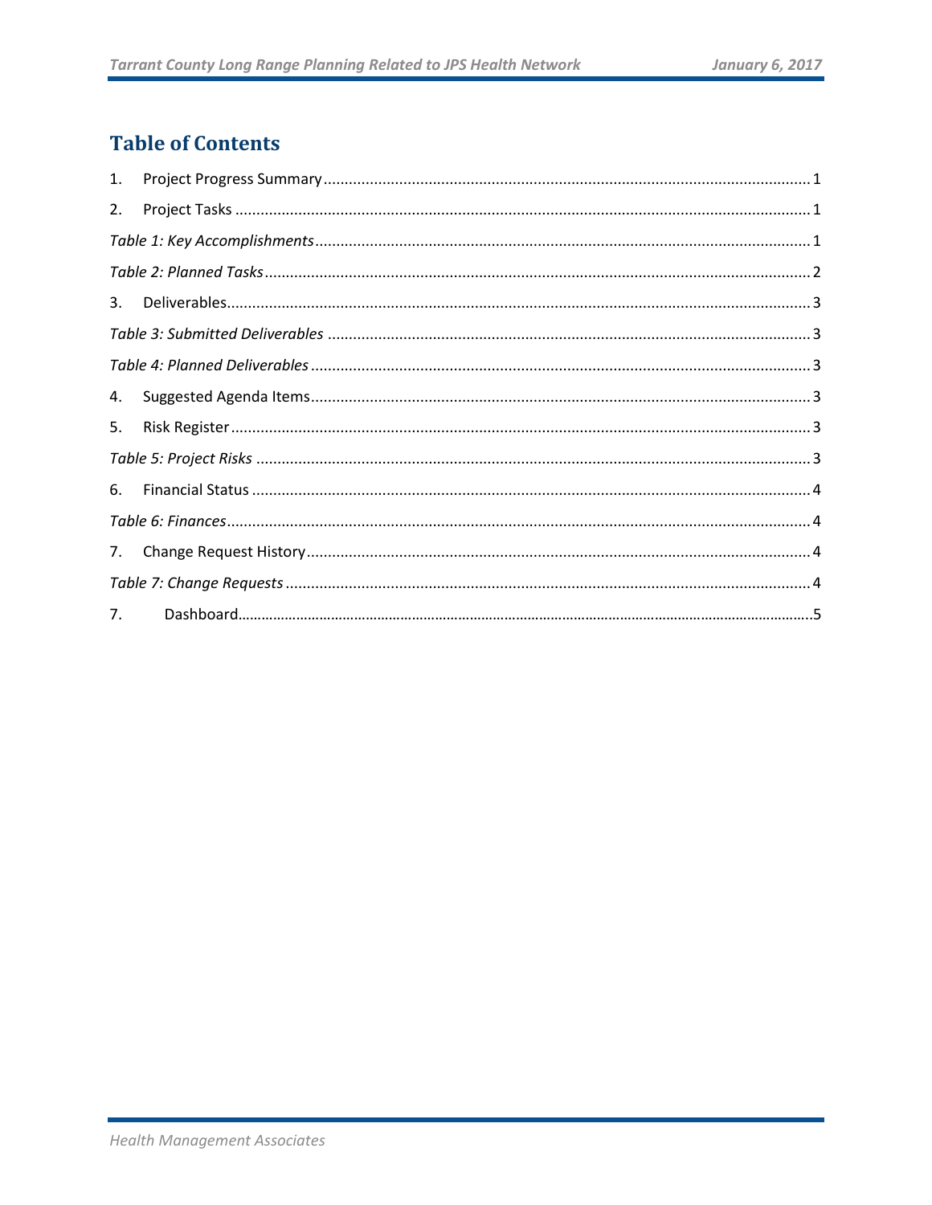## Table of Contents

1. Project Progress Summary ........ 1
2. Project Tasks ........ 1

*Table 1: Key Accomplishments* ........ 1

*Table 2: Planned Tasks* ........ 2

3. Deliverables ........ 3

*Table 3: Submitted Deliverables* ........ 3

*Table 4: Planned Deliverables* ........ 3

4. Suggested Agenda Items ........ 3
5. Risk Register ........ 3

*Table 5: Project Risks* ........ 3

6. Financial Status ........ 4

*Table 6: Finances* ........ 4

7. Change Request History ........ 4

*Table 7: Change Requests* ........ 4

7. Dashboard ........ 5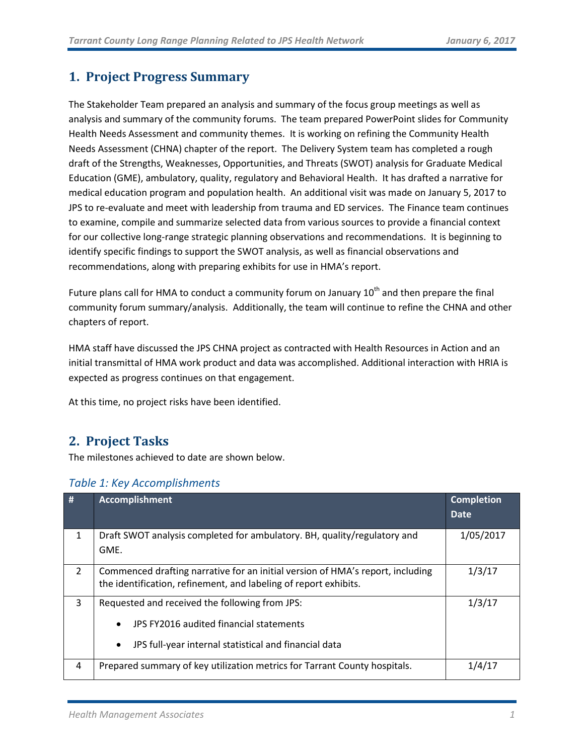## 1. Project Progress Summary

The Stakeholder Team prepared an analysis and summary of the focus group meetings as well as analysis and summary of the community forums. The team prepared PowerPoint slides for Community Health Needs Assessment and community themes. It is working on refining the Community Health Needs Assessment (CHNA) chapter of the report. The Delivery System team has completed a rough draft of the Strengths, Weaknesses, Opportunities, and Threats (SWOT) analysis for Graduate Medical Education (GME), ambulatory, quality, regulatory and Behavioral Health. It has drafted a narrative for medical education program and population health. An additional visit was made on January 5, 2017 to JPS to re-evaluate and meet with leadership from trauma and ED services. The Finance team continues to examine, compile and summarize selected data from various sources to provide a financial context for our collective long-range strategic planning observations and recommendations. It is beginning to identify specific findings to support the SWOT analysis, as well as financial observations and recommendations, along with preparing exhibits for use in HMA's report.

Future plans call for HMA to conduct a community forum on January 10th and then prepare the final community forum summary/analysis. Additionally, the team will continue to refine the CHNA and other chapters of report.

HMA staff have discussed the JPS CHNA project as contracted with Health Resources in Action and an initial transmittal of HMA work product and data was accomplished. Additional interaction with HRIA is expected as progress continues on that engagement.

At this time, no project risks have been identified.

## 2. Project Tasks

The milestones achieved to date are shown below.

### *Table 1: Key Accomplishments*

| # | Accomplishment | Completion Date |
|---|---|---|
| 1 | Draft SWOT analysis completed for ambulatory. BH, quality/regulatory and GME. | 1/05/2017 |
| 2 | Commenced drafting narrative for an initial version of HMA's report, including the identification, refinement, and labeling of report exhibits. | 1/3/17 |
| 3 | Requested and received the following from JPS:<br>• JPS FY2016 audited financial statements<br>• JPS full-year internal statistical and financial data | 1/3/17 |
| 4 | Prepared summary of key utilization metrics for Tarrant County hospitals. | 1/4/17 |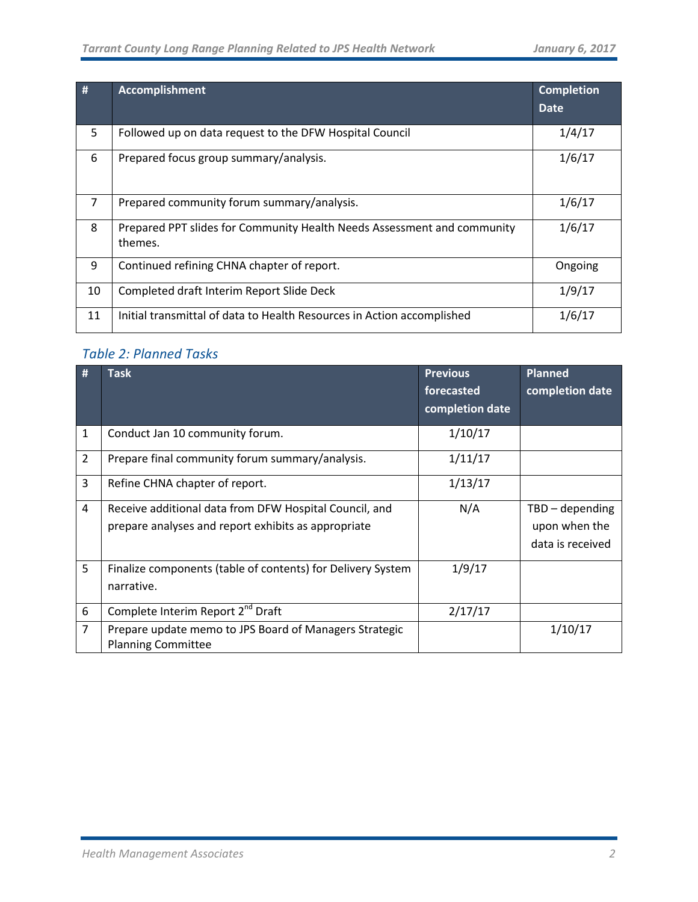| # | Accomplishment | Completion Date |
|---|---|---|
| 5 | Followed up on data request to the DFW Hospital Council | 1/4/17 |
| 6 | Prepared focus group summary/analysis. | 1/6/17 |
| 7 | Prepared community forum summary/analysis. | 1/6/17 |
| 8 | Prepared PPT slides for Community Health Needs Assessment and community themes. | 1/6/17 |
| 9 | Continued refining CHNA chapter of report. | Ongoing |
| 10 | Completed draft Interim Report Slide Deck | 1/9/17 |
| 11 | Initial transmittal of data to Health Resources in Action accomplished | 1/6/17 |

### *Table 2: Planned Tasks*

| # | Task | Previous forecasted completion date | Planned completion date |
|---|---|---|---|
| 1 | Conduct Jan 10 community forum. | 1/10/17 | |
| 2 | Prepare final community forum summary/analysis. | 1/11/17 | |
| 3 | Refine CHNA chapter of report. | 1/13/17 | |
| 4 | Receive additional data from DFW Hospital Council, and prepare analyses and report exhibits as appropriate | N/A | TBD – depending upon when the data is received |
| 5 | Finalize components (table of contents) for Delivery System narrative. | 1/9/17 | |
| 6 | Complete Interim Report 2nd Draft | 2/17/17 | |
| 7 | Prepare update memo to JPS Board of Managers Strategic Planning Committee | | 1/10/17 |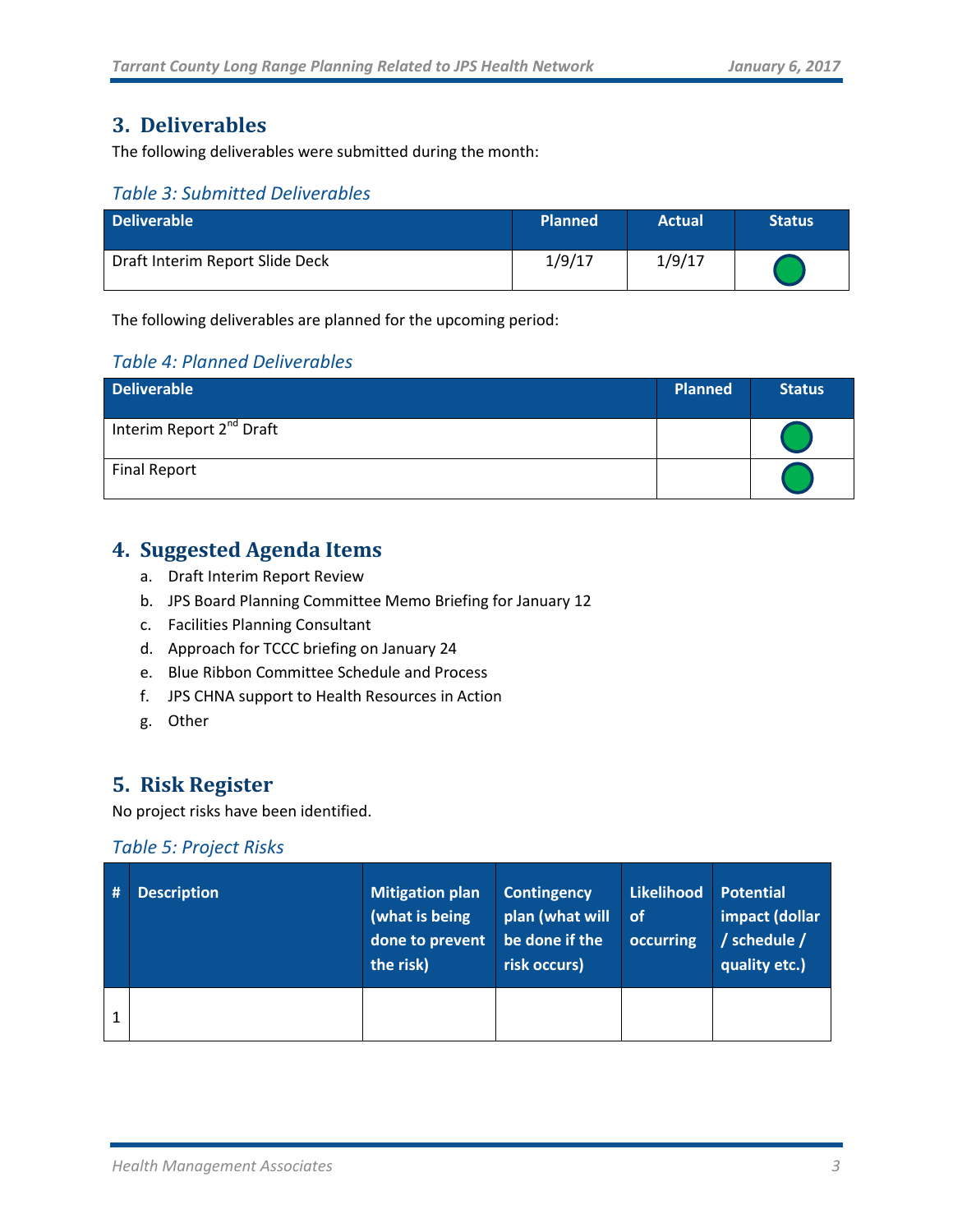## 3. Deliverables

The following deliverables were submitted during the month:

*Table 3: Submitted Deliverables*

| Deliverable | Planned | Actual | Status |
| --- | --- | --- | --- |
| Draft Interim Report Slide Deck | 1/9/17 | 1/9/17 | Green |

The following deliverables are planned for the upcoming period:

*Table 4: Planned Deliverables*

| Deliverable | Planned | Status |
| --- | --- | --- |
| Interim Report 2nd Draft | | Green |
| Final Report | | Green |

## 4. Suggested Agenda Items

a. Draft Interim Report Review
b. JPS Board Planning Committee Memo Briefing for January 12
c. Facilities Planning Consultant
d. Approach for TCCC briefing on January 24
e. Blue Ribbon Committee Schedule and Process
f. JPS CHNA support to Health Resources in Action
g. Other

## 5. Risk Register

No project risks have been identified.

*Table 5: Project Risks*

| # | Description | Mitigation plan (what is being done to prevent the risk) | Contingency plan (what will be done if the risk occurs) | Likelihood of occurring | Potential impact (dollar / schedule / quality etc.) |
| --- | --- | --- | --- | --- | --- |
| 1 | | | | | |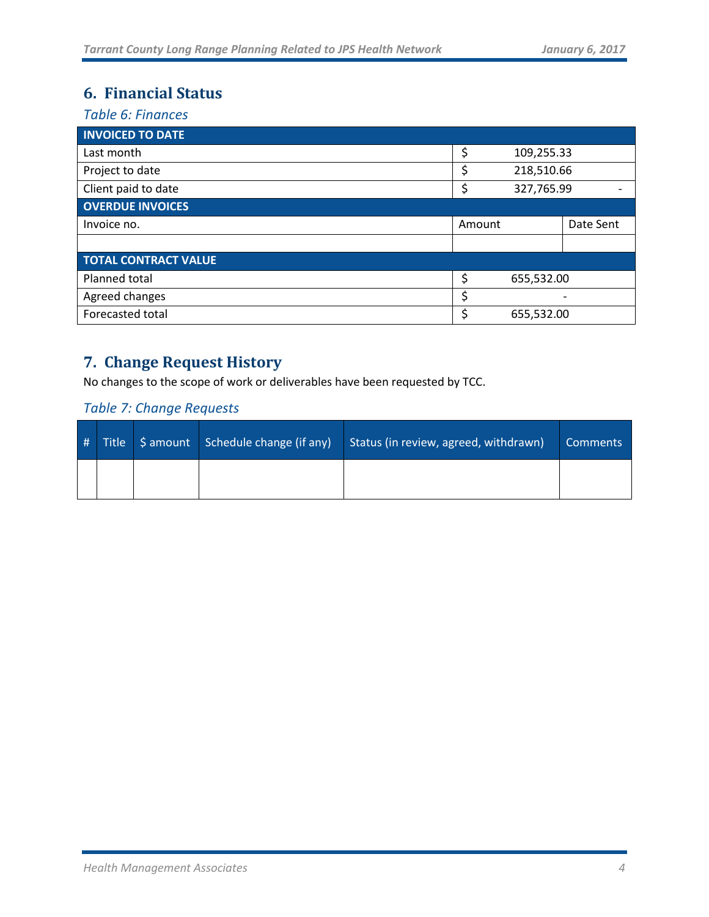## 6. Financial Status

*Table 6: Finances*

| INVOICED TO DATE | | |
|---|---|---|
| Last month | $ 109,255.33 | |
| Project to date | $ 218,510.66 | |
| Client paid to date | $ 327,765.99 | - |
| **OVERDUE INVOICES** | | |
| Invoice no. | Amount | Date Sent |
| | | |
| **TOTAL CONTRACT VALUE** | | |
| Planned total | $ 655,532.00 | |
| Agreed changes | $ - | |
| Forecasted total | $ 655,532.00 | |

## 7. Change Request History

No changes to the scope of work or deliverables have been requested by TCC.

*Table 7: Change Requests*

| # | Title | $ amount | Schedule change (if any) | Status (in review, agreed, withdrawn) | Comments |
|---|---|---|---|---|---|
| | | | | | |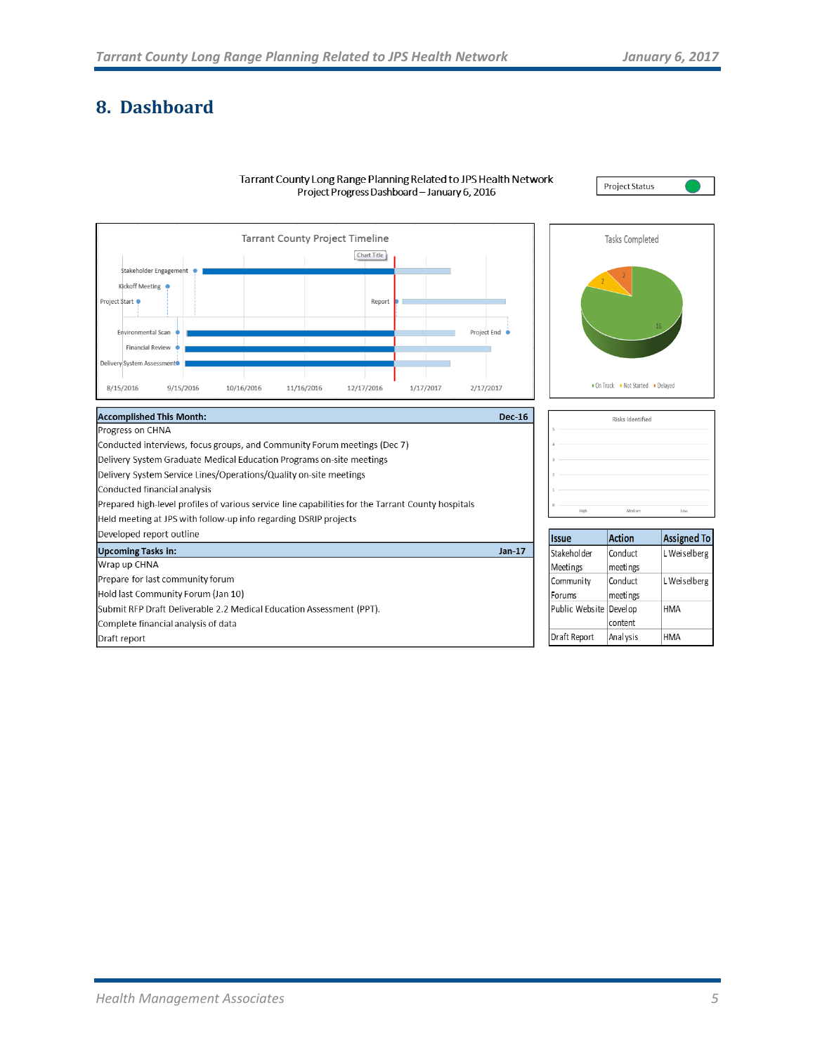## 8. Dashboard

Tarrant County Long Range Planning Related to JPS Health Network
Project Progress Dashboard – January 6, 2016

Project Status

Tarrant County Project Timeline

Chart Title

Stakeholder Engagement
Kickoff Meeting
Project Start
Report
Environmental Scan
Project End
Financial Review
Delivery System Assessment

8/15/2016
9/15/2016
10/16/2016
11/16/2016
12/17/2016
1/17/2017
2/17/2017

Tasks Completed

2
2
16

On Track
Not Started
Delayed

| Accomplished This Month: | Dec-16 |
|---|---|
| Progress on CHNA | |
| Conducted interviews, focus groups, and Community Forum meetings (Dec 7) | |
| Delivery System Graduate Medical Education Programs on-site meetings | |
| Delivery System Service Lines/Operations/Quality on-site meetings | |
| Conducted financial analysis | |
| Prepared high-level profiles of various service line capabilities for the Tarrant County hospitals | |
| Held meeting at JPS with follow-up info regarding DSRIP projects | |
| Developed report outline | |
| **Upcoming Tasks in:** | **Jan-17** |
| Wrap up CHNA | |
| Prepare for last community forum | |
| Hold last Community Forum (Jan 10) | |
| Submit RFP Draft Deliverable 2.2 Medical Education Assessment (PPT). | |
| Complete financial analysis of data | |
| Draft report | |

Risks Identified

5
4
3
2
1
0

High
Medium
Low

| Issue | Action | Assigned To |
|---|---|---|
| Stakeholder Meetings | Conduct meetings | L Weiselberg |
| Community Forums | Conduct meetings | L Weiselberg |
| Public Website | Develop content | HMA |
| Draft Report | Analysis | HMA |